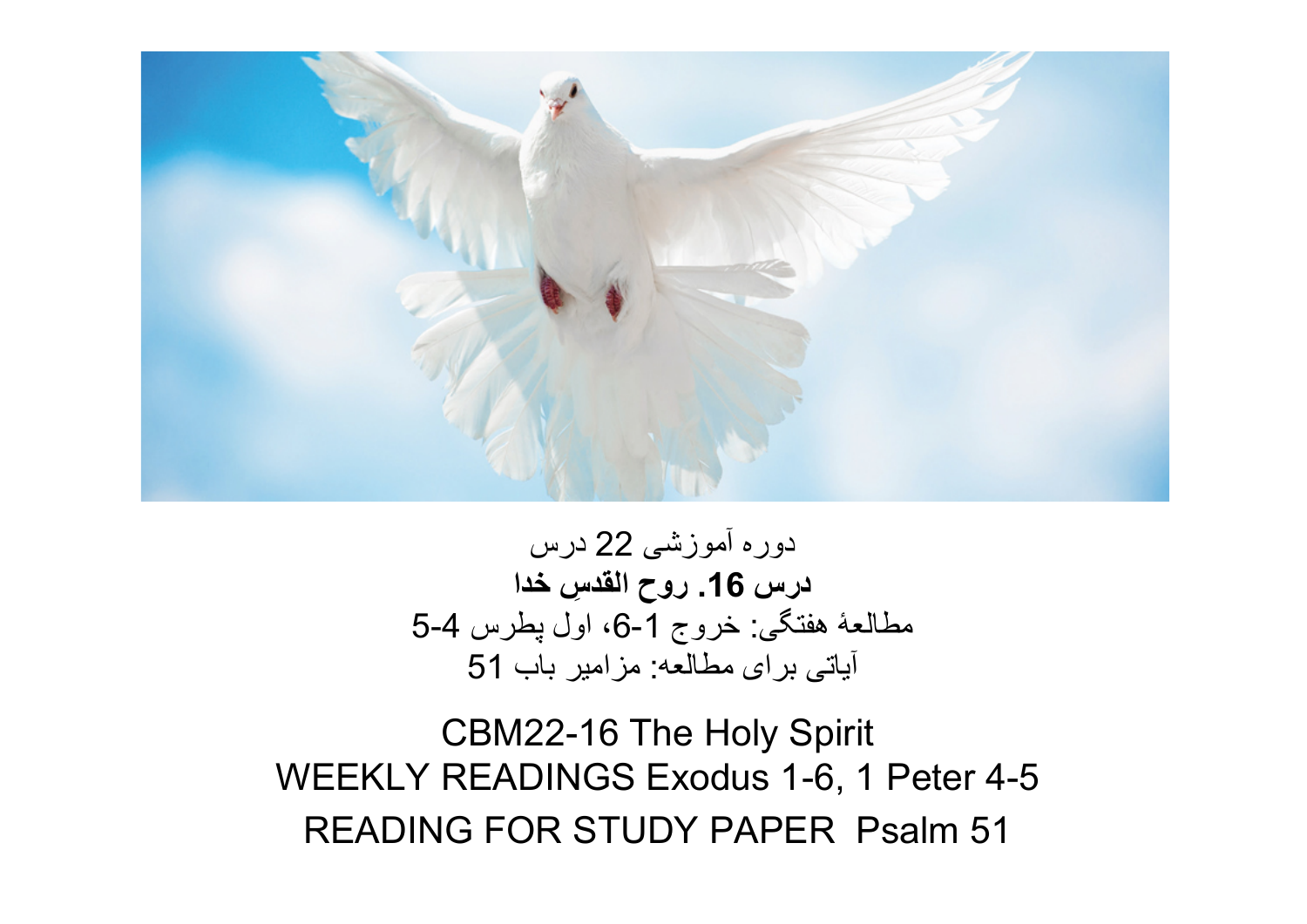دوره آموزشی 22 درس

**درس 16. روح القدسِ خدا**

مطالعهٔ هفتگی: خروج 1-6، اول پطرس 4-5

آیاتی برای مطالعه: مزامیر باب 51

CBM22-16 The Holy Spirit

WEEKLY READINGS Exodus 1-6, 1 Peter 4-5

READING FOR STUDY PAPER Psalm 51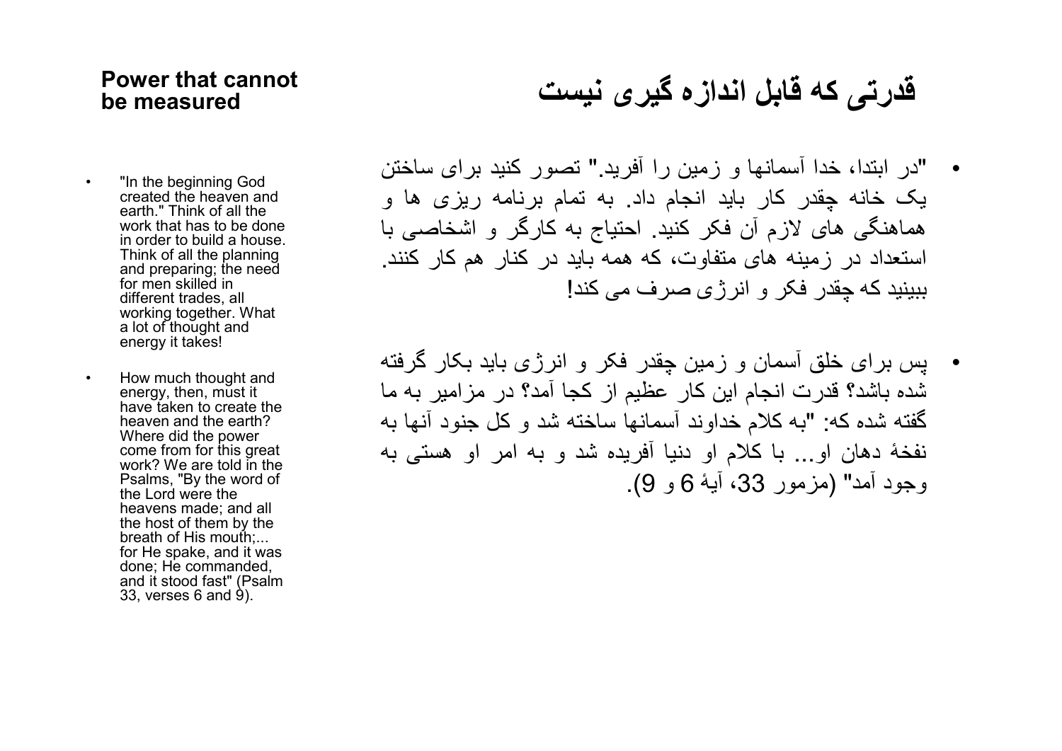## Power that cannot be measured

- "In the beginning God created the heaven and earth." Think of all the work that has to be done in order to build a house. Think of all the planning and preparing; the need for men skilled in different trades, all working together. What a lot of thought and energy it takes!
- How much thought and energy, then, must it have taken to create the heaven and the earth? Where did the power come from for this great work? We are told in the Psalms, "By the word of the Lord were the heavens made; and all the host of them by the breath of His mouth;... for He spake, and it was done; He commanded, and it stood fast" (Psalm 33, verses 6 and 9).

## قدرتی که قابل اندازه گیری نیست

- "در ابتدا، خدا آسمانها و زمین را آفرید." تصور کنید برای ساختن یک خانه چقدر کار باید انجام داد. به تمام برنامه ریزی ها و هماهنگی های لازم آن فکر کنید. احتیاج به کارگر و اشخاصی با استعداد در زمینه های متفاوت، که همه باید در کنار هم کار کنند. ببینید که چقدر فکر و انرژی صرف می کند!
- پس برای خلق آسمان و زمین چقدر فکر و انرژی باید بکار گرفته شده باشد؟ قدرت انجام این کار عظیم از کجا آمد؟ در مزامیر به ما گفته شده که: "به کلام خداوند آسمانها ساخته شد و کل جنود آنها به نفخهٔ دهان او... با کلام او دنیا آفریده شد و به امر او هستی به وجود آمد" (مزمور 33، آیهٔ 6 و 9).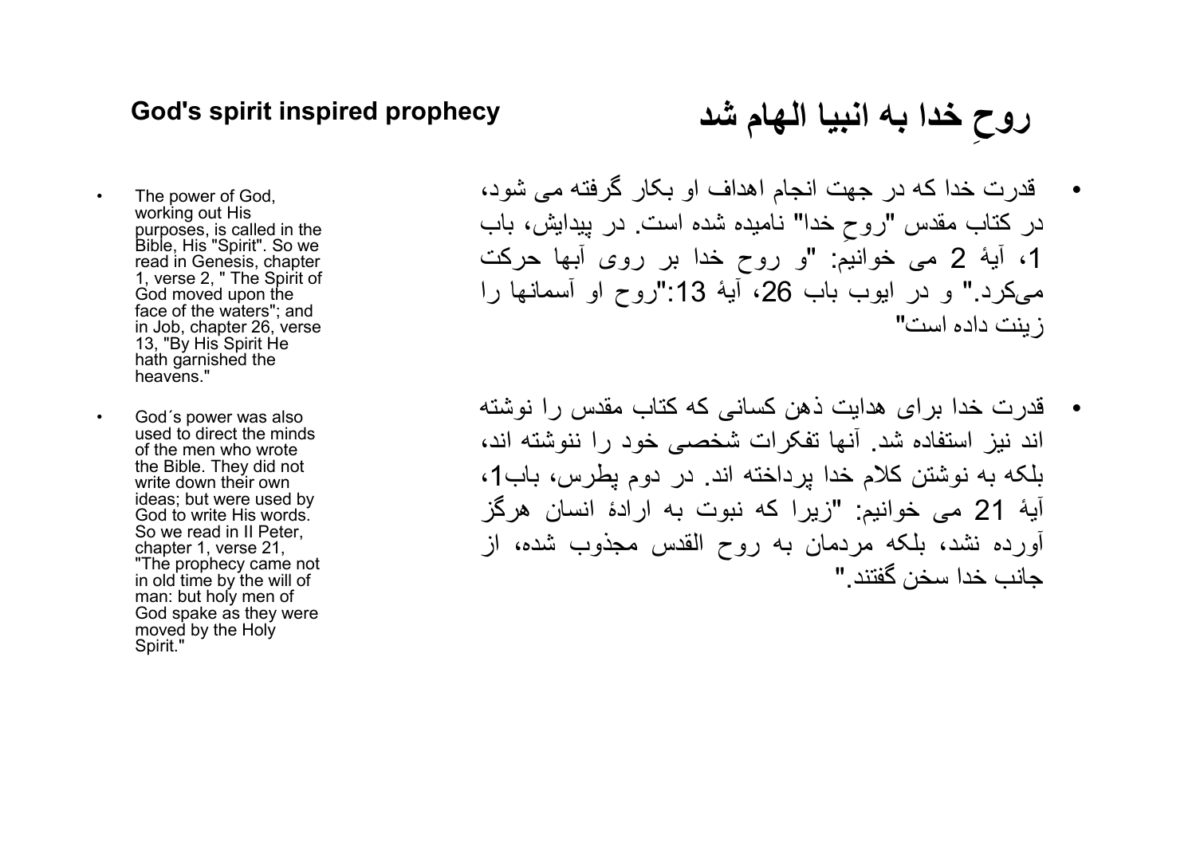## God's spirit inspired prophecy

## روحِ خدا به انبیا الهام شد

- The power of God, working out His purposes, is called in the Bible, His "Spirit". So we read in Genesis, chapter 1, verse 2, " The Spirit of God moved upon the face of the waters"; and in Job, chapter 26, verse 13, "By His Spirit He hath garnished the heavens."

- God´s power was also used to direct the minds of the men who wrote the Bible. They did not write down their own ideas; but were used by God to write His words. So we read in II Peter, chapter 1, verse 21, "The prophecy came not in old time by the will of man: but holy men of God spake as they were moved by the Holy Spirit."

- قدرت خدا که در جهت انجام اهداف او بکار گرفته می شود، در کتاب مقدس "روحِ خدا" نامیده شده است. در پیدایش، باب 1، آیهٔ 2 می خوانیم: "و روح خدا بر روی آبها حرکت می‌کرد." و در ایوب باب 26، آیهٔ 13:"روح او آسمانها را زینت داده است"

- قدرت خدا برای هدایت ذهن کسانی که کتاب مقدس را نوشته اند نیز استفاده شد. آنها تفکرات شخصی خود را ننوشته اند، بلکه به نوشتن کلام خدا پرداخته اند. در دوم پطرس، باب1، آیهٔ 21 می خوانیم: "زیرا که نبوت به ارادهٔ انسان هرگز آورده نشد، بلکه مردمان به روح القدس مجذوب شده، از جانب خدا سخن گفتند."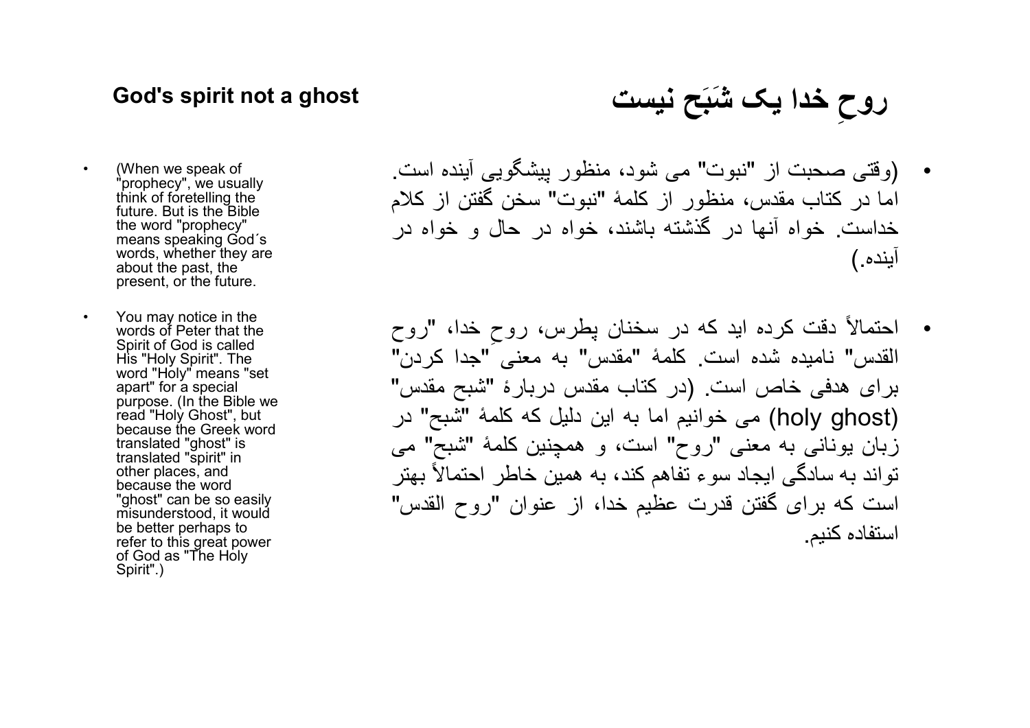## God's spirit not a ghost

- (When we speak of "prophecy", we usually think of foretelling the future. But is the Bible the word "prophecy" means speaking God´s words, whether they are about the past, the present, or the future.
- You may notice in the words of Peter that the Spirit of God is called His "Holy Spirit". The word "Holy" means "set apart" for a special purpose. (In the Bible we read "Holy Ghost", but because the Greek word translated "ghost" is translated "spirit" in other places, and because the word "ghost" can be so easily misunderstood, it would be better perhaps to refer to this great power of God as "The Holy Spirit".)

## روحِ خدا یک شَبَح نیست

- (وقتی صحبت از "نبوت" می شود، منظور پیشگویی آینده است. اما در کتاب مقدس، منظور از کلمهٔ "نبوت" سخن گفتن از کلام خداست. خواه آنها در گذشته باشند، خواه در حال و خواه در آینده.)
- احتمالاً دقت کرده اید که در سخنان پطرس، روحِ خدا، "روح القدس" نامیده شده است. کلمهٔ "مقدس" به معنی "جدا کردن" برای هدفی خاص است. (در کتاب مقدس دربارهٔ "شبح مقدس" (holy ghost) می خوانیم اما به این دلیل که کلمهٔ "شبح" در زبان یونانی به معنی "روح" است، و همچنین کلمهٔ "شبح" می تواند به سادگی ایجاد سوء تفاهم کند، به همین خاطر احتمالاً بهتر است که برای گفتن قدرت عظیم خدا، از عنوان "روح القدس" استفاده کنیم.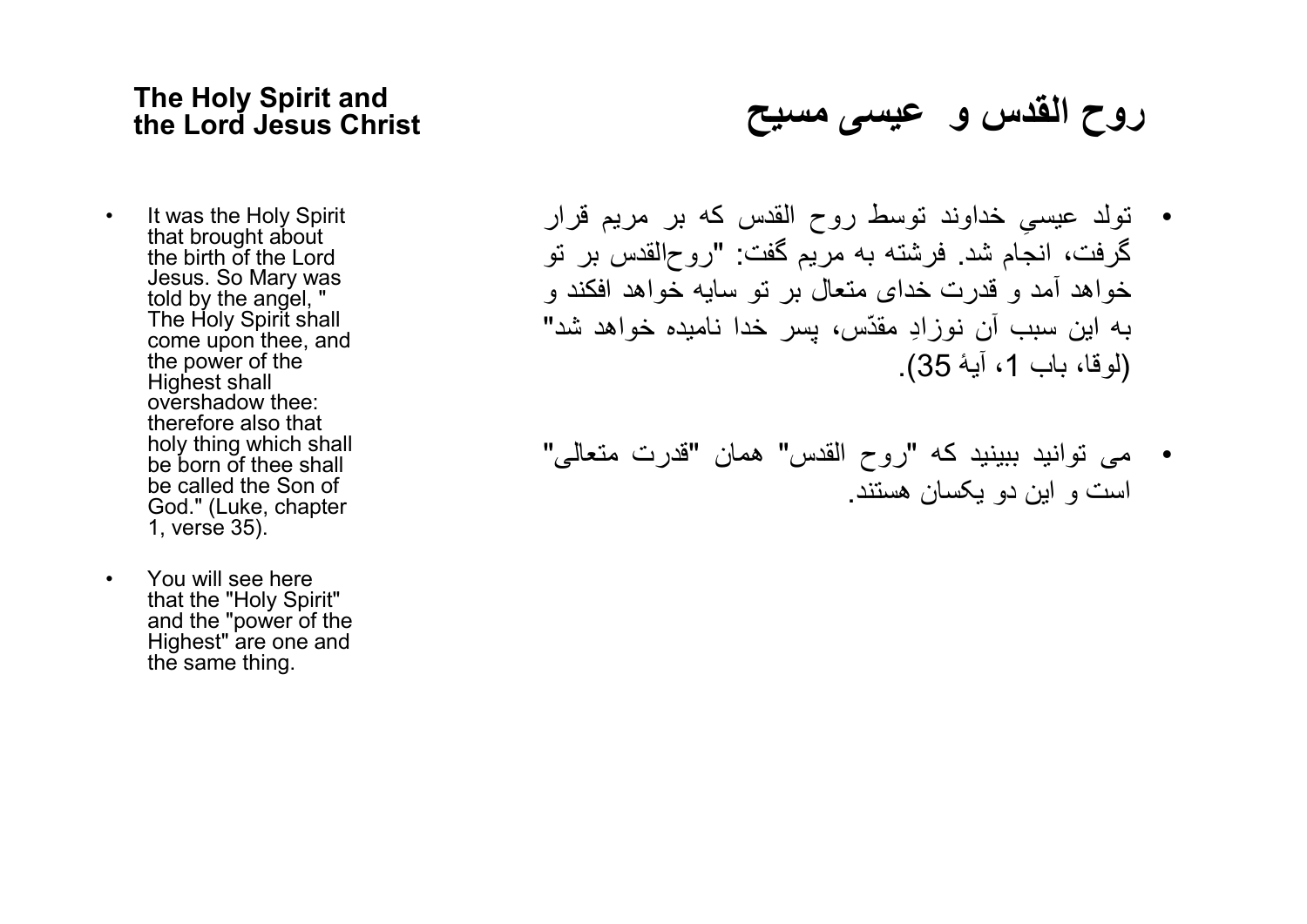## The Holy Spirit and the Lord Jesus Christ

- It was the Holy Spirit that brought about the birth of the Lord Jesus. So Mary was told by the angel, " The Holy Spirit shall come upon thee, and the power of the Highest shall overshadow thee: therefore also that holy thing which shall be born of thee shall be called the Son of God." (Luke, chapter 1, verse 35).

- You will see here that the "Holy Spirit" and the "power of the Highest" are one and the same thing.

## روح القدس و عیسی مسیح

- تولد عیسیِ خداوند توسط روح القدس که بر مریم قرار گرفت، انجام شد. فرشته به مریم گفت: "روح‌القدس بر تو خواهد آمد و قدرت خدای متعال بر تو سایه خواهد افکند و به این سبب آن نوزادِ مقدّس، پسر خدا نامیده خواهد شد" (لوقا، باب 1، آیهٔ 35).

- می توانید ببینید که "روح القدس" همان "قدرت متعالی" است و این دو یکسان هستند.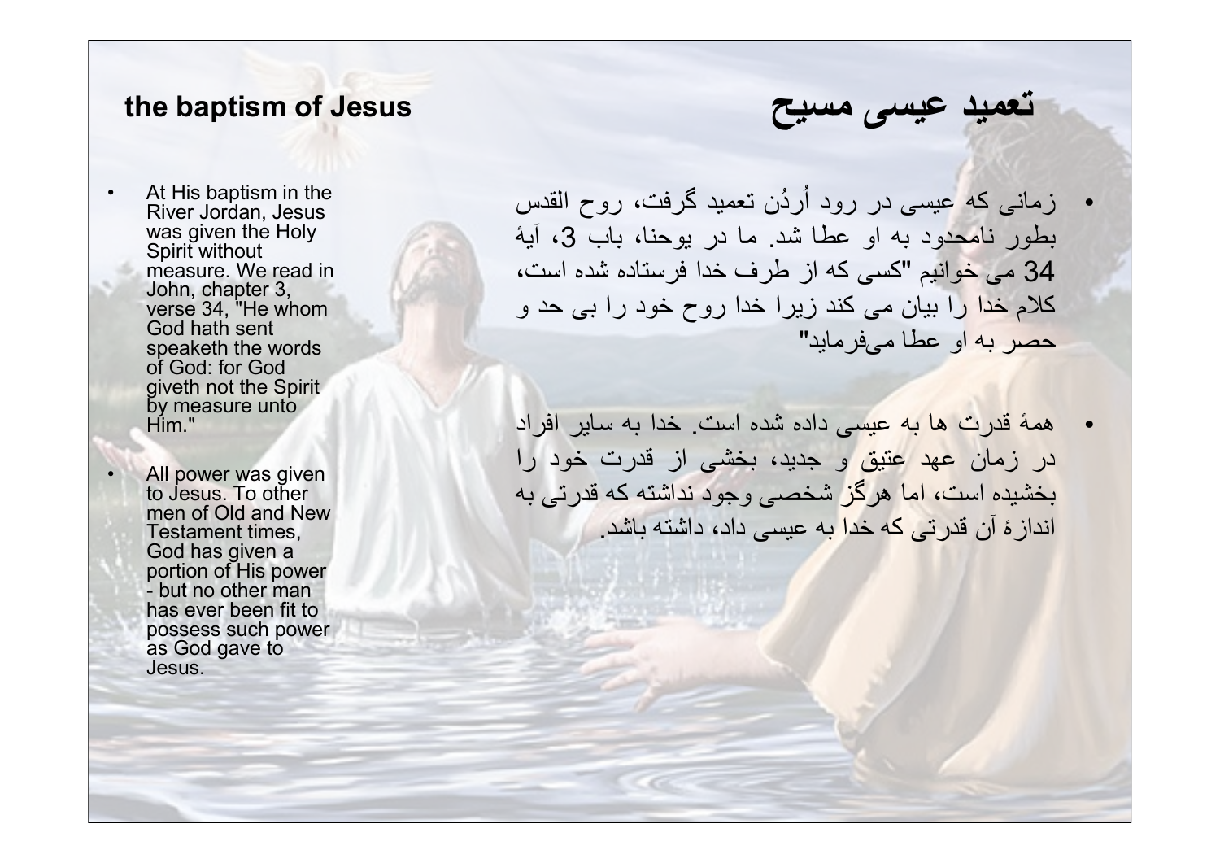## the baptism of Jesus

- At His baptism in the River Jordan, Jesus was given the Holy Spirit without measure. We read in John, chapter 3, verse 34, "He whom God hath sent speaketh the words of God: for God giveth not the Spirit by measure unto Him."
- All power was given to Jesus. To other men of Old and New Testament times, God has given a portion of His power - but no other man has ever been fit to possess such power as God gave to Jesus.

## تعمید عیسی مسیح

- زمانی که عیسی در رود اُردُن تعمید گرفت، روح القدس بطور نامحدود به او عطا شد. ما در یوحنا، باب 3، آیهٔ 34 می خوانیم "کسی که از طرف خدا فرستاده شده است، کلام خدا را بیان می کند زیرا خدا روح خود را بی حد و حصر به او عطا می‌فرماید"
- همهٔ قدرت ها به عیسی داده شده است. خدا به سایر افراد در زمان عهد عتیق و جدید، بخشی از قدرت خود را بخشیده است، اما هرگز شخصی وجود نداشته که قدرتی به اندازهٔ آن قدرتی که خدا به عیسی داد، داشته باشد.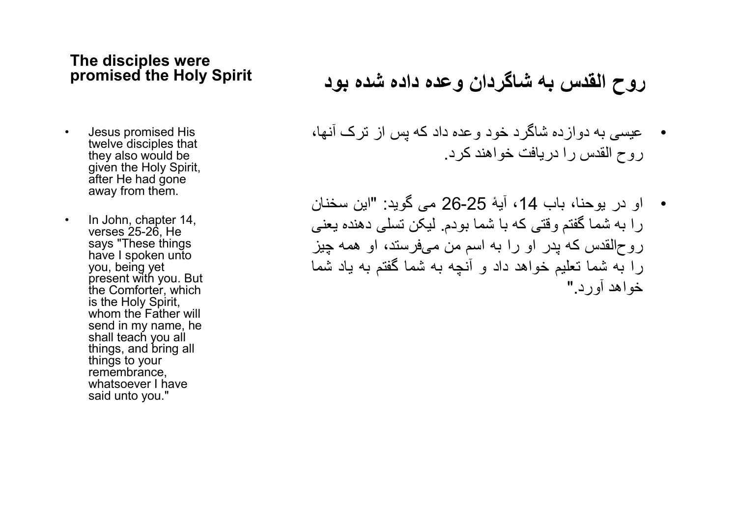## The disciples were promised the Holy Spirit

- Jesus promised His twelve disciples that they also would be given the Holy Spirit, after He had gone away from them.
- In John, chapter 14, verses 25-26, He says "These things have I spoken unto you, being yet present with you. But the Comforter, which is the Holy Spirit, whom the Father will send in my name, he shall teach you all things, and bring all things to your remembrance, whatsoever I have said unto you."

## روح القدس به شاگردان وعده داده شده بود

- عیسی به دوازده شاگرد خود وعده داد که پس از ترک آنها، روح القدس را دریافت خواهند کرد.
- او در یوحنا، باب 14، آیهٔ 25-26 می گوید: "این سخنان را به شما گفتم وقتی که با شما بودم. لیکن تسلی دهنده یعنی روح‌القدس که پدر او را به اسم من می‌فرستد، او همه چیز را به شما تعلیم خواهد داد و آنچه به شما گفتم به یاد شما خواهد آورد."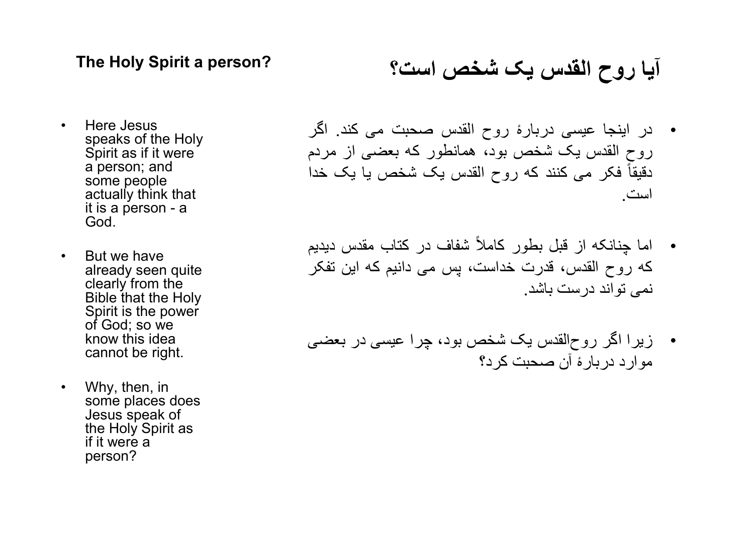## The Holy Spirit a person?

- Here Jesus speaks of the Holy Spirit as if it were a person; and some people actually think that it is a person - a God.
- But we have already seen quite clearly from the Bible that the Holy Spirit is the power of God; so we know this idea cannot be right.
- Why, then, in some places does Jesus speak of the Holy Spirit as if it were a person?

## آیا روح القدس یک شخص است؟

- در اینجا عیسی دربارهٔ روح القدس صحبت می کند. اگر روح القدس یک شخص بود، همانطور که بعضی از مردم دقیقاً فکر می کنند که روح القدس یک شخص یا یک خدا است.
- اما چنانکه از قبل بطور کاملاً شفاف در کتاب مقدس دیدیم که روح القدس، قدرت خداست، پس می دانیم که این تفکر نمی تواند درست باشد.
- زیرا اگر روح‌القدس یک شخص بود، چرا عیسی در بعضی موارد دربارهٔ آن صحبت کرد؟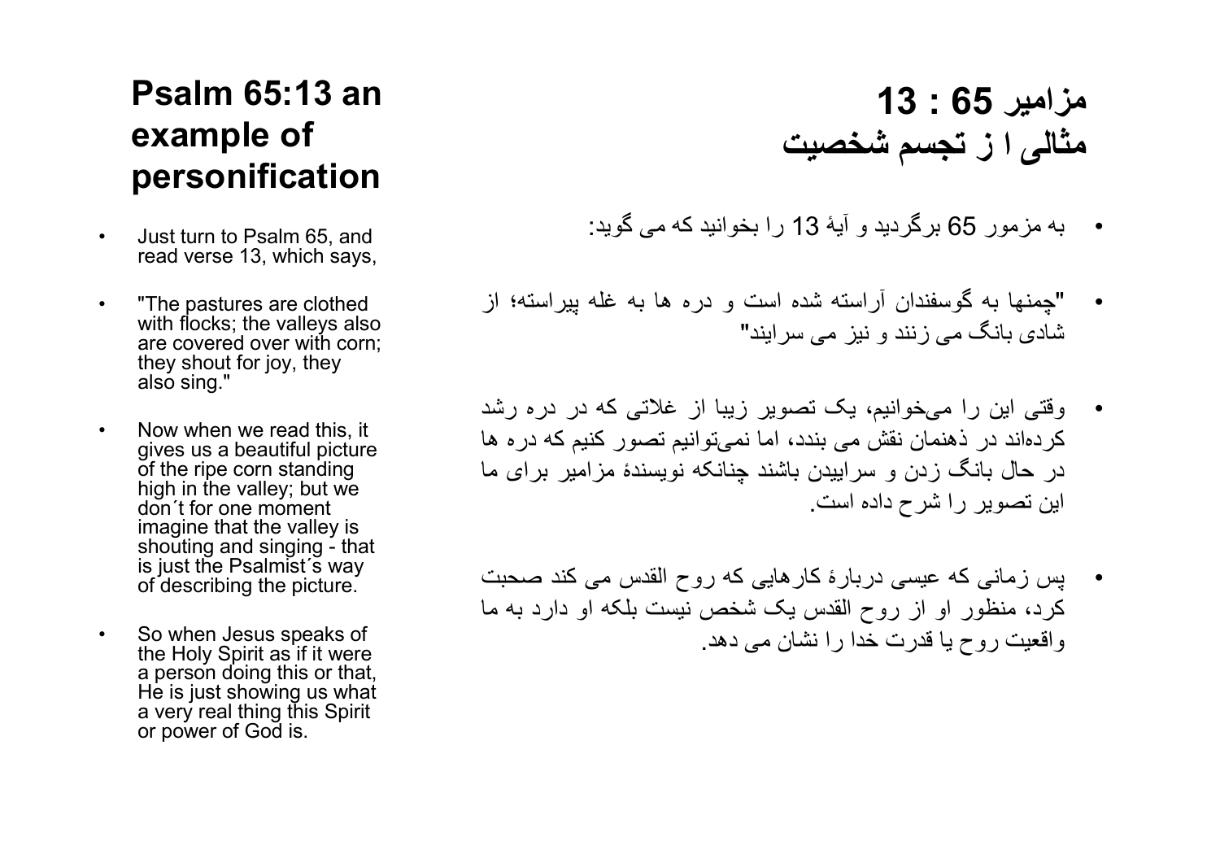## Psalm 65:13 an example of personification

- Just turn to Psalm 65, and read verse 13, which says,
- "The pastures are clothed with flocks; the valleys also are covered over with corn; they shout for joy, they also sing."
- Now when we read this, it gives us a beautiful picture of the ripe corn standing high in the valley; but we don´t for one moment imagine that the valley is shouting and singing - that is just the Psalmist´s way of describing the picture.
- So when Jesus speaks of the Holy Spirit as if it were a person doing this or that, He is just showing us what a very real thing this Spirit or power of God is.

## مزامیر 65 : 13
## مثالی ا ز تجسم شخصیت

- به مزمور 65 برگردید و آیهٔ 13 را بخوانید که می گوید:
- "چمنها به گوسفندان آراسته شده است و دره ها به غله پیراسته؛ از شادی بانگ می زنند و نیز می سرایند"
- وقتی این را می‌خوانیم، یک تصویر زیبا از غلاتی که در دره رشد کرده‌اند در ذهنمان نقش می بندد، اما نمی‌توانیم تصور کنیم که دره ها در حال بانگ زدن و سراییدن باشند چنانکه نویسندهٔ مزامیر برای ما این تصویر را شرح داده است.
- پس زمانی که عیسی دربارهٔ کارهایی که روح القدس می کند صحبت کرد، منظور او از روح القدس یک شخص نیست بلکه او دارد به ما واقعیت روح یا قدرت خدا را نشان می دهد.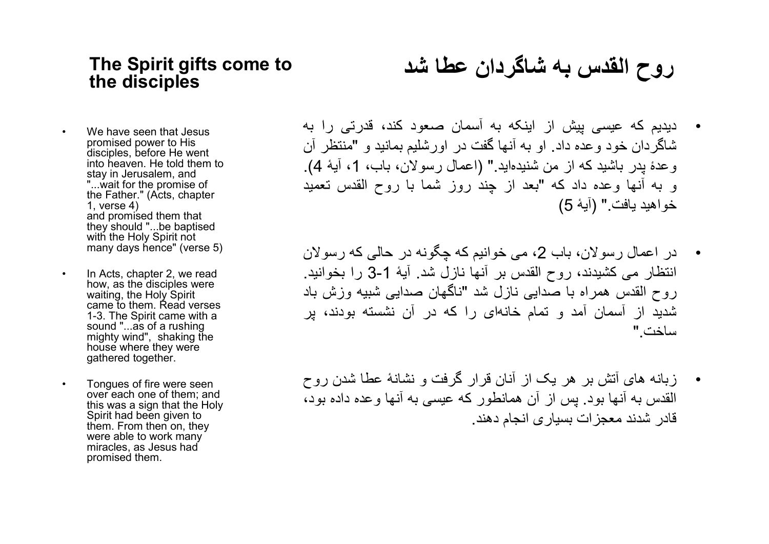## The Spirit gifts come to the disciples

- We have seen that Jesus promised power to His disciples, before He went into heaven. He told them to stay in Jerusalem, and "...wait for the promise of the Father." (Acts, chapter 1, verse 4) and promised them that they should "...be baptised with the Holy Spirit not many days hence" (verse 5)
- In Acts, chapter 2, we read how, as the disciples were waiting, the Holy Spirit came to them. Read verses 1-3. The Spirit came with a sound "...as of a rushing mighty wind", shaking the house where they were gathered together.
- Tongues of fire were seen over each one of them; and this was a sign that the Holy Spirit had been given to them. From then on, they were able to work many miracles, as Jesus had promised them.

## روح القدس به شاگردان عطا شد

- دیدیم که عیسی پیش از اینکه به آسمان صعود کند، قدرتی را به شاگردان خود وعده داد. او به آنها گفت در اورشلیم بمانید و "منتظر آن وعدهٔ پدر باشید که از من شنیده‌اید." (اعمال رسولان، باب، 1، آیهٔ 4). و به آنها وعده داد که "بعد از چند روز شما با روح القدس تعمید خواهید یافت." (آیهٔ 5)
- در اعمال رسولان، باب 2، می خوانیم که چگونه در حالی که رسولان انتظار می کشیدند، روح القدس بر آنها نازل شد. آیهٔ 1-3 را بخوانید. روح القدس همراه با صدایی نازل شد "ناگهان صدایی شبیه وزش باد شدید از آسمان آمد و تمام خانه‌ای را که در آن نشسته بودند، پر ساخت."
- زبانه های آتش بر هر یک از آنان قرار گرفت و نشانهٔ عطا شدن روح القدس به آنها بود. پس از آن همانطور که عیسی به آنها وعده داده بود، قادر شدند معجزات بسیاری انجام دهند.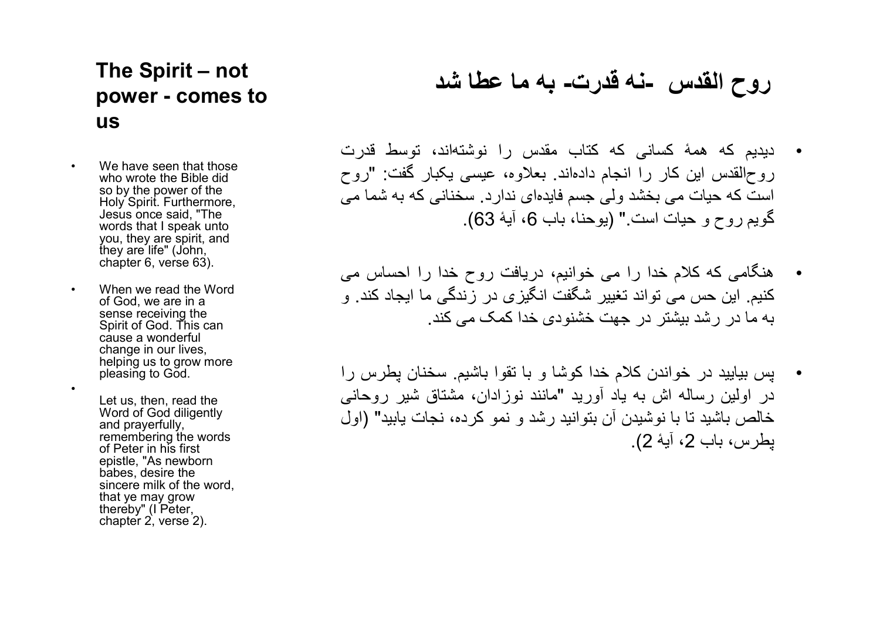## The Spirit – not power - comes to us

- We have seen that those who wrote the Bible did so by the power of the Holy Spirit. Furthermore, Jesus once said, "The words that I speak unto you, they are spirit, and they are life" (John, chapter 6, verse 63).
- When we read the Word of God, we are in a sense receiving the Spirit of God. This can cause a wonderful change in our lives, helping us to grow more pleasing to God.
- Let us, then, read the Word of God diligently and prayerfully, remembering the words of Peter in his first epistle, "As newborn babes, desire the sincere milk of the word, that ye may grow thereby" (I Peter, chapter 2, verse 2).

## روح القدس -نه قدرت- به ما عطا شد

- دیدیم که همهٔ کسانی که کتاب مقدس را نوشته‌اند، توسط قدرت روح‌القدس این کار را انجام داده‌اند. بعلاوه، عیسی یکبار گفت: "روح است که حیات می بخشد ولی جسم فایده‌ای ندارد. سخنانی که به شما می گویم روح و حیات است." (یوحنا، باب 6، آیهٔ 63).
- هنگامی که کلام خدا را می خوانیم، دریافت روح خدا را احساس می کنیم. این حس می تواند تغییر شگفت انگیزی در زندگی ما ایجاد کند. و به ما در رشد بیشتر در جهت خشنودی خدا کمک می کند.
- پس بیایید در خواندن کلام خدا کوشا و با تقوا باشیم. سخنان پطرس را در اولین رساله اش به یاد آورید "مانند نوزادان، مشتاق شیر روحانی خالص باشید تا با نوشیدن آن بتوانید رشد و نمو کرده، نجات یابید" (اول پطرس، باب 2، آیهٔ 2).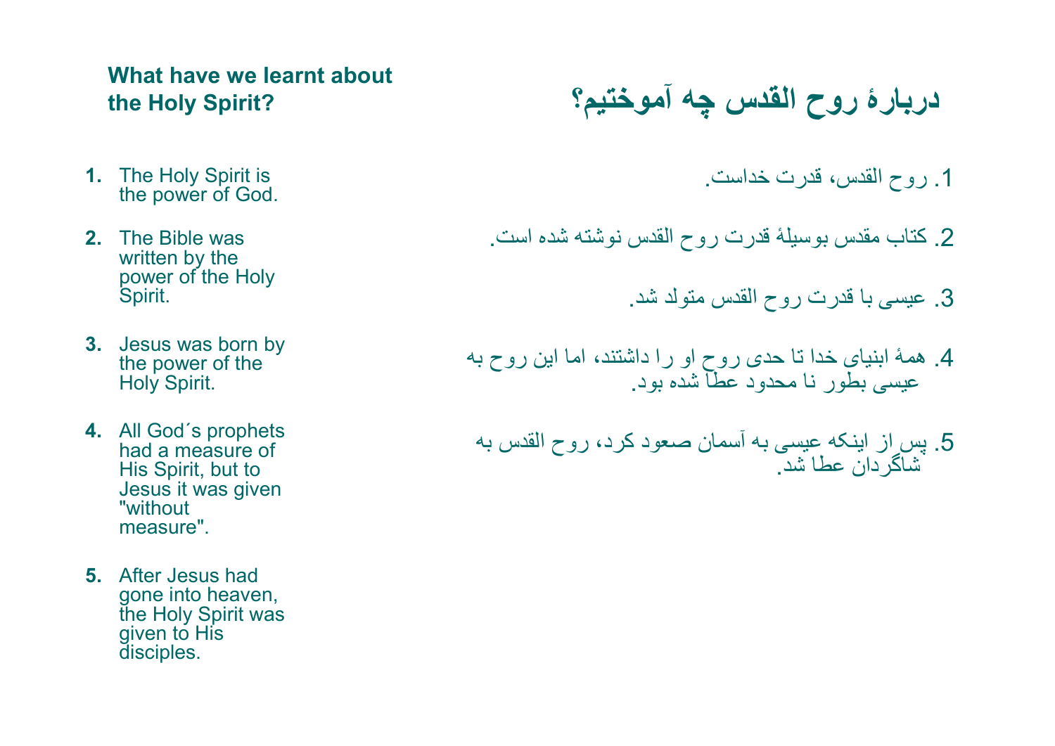## What have we learnt about the Holy Spirit?

1. The Holy Spirit is the power of God.
2. The Bible was written by the power of the Holy Spirit.
3. Jesus was born by the power of the Holy Spirit.
4. All God´s prophets had a measure of His Spirit, but to Jesus it was given "without measure".
5. After Jesus had gone into heaven, the Holy Spirit was given to His disciples.

## دربارهٔ روح القدس چه آموختیم؟

1. روح القدس، قدرت خداست.
2. کتاب مقدس بوسیلهٔ قدرت روح القدس نوشته شده است.
3. عیسی با قدرت روح القدس متولد شد.
4. همهٔ ابنیای خدا تا حدی روح او را داشتند، اما این روح به عیسی بطور نا محدود عطا شده بود.
5. پس از اینکه عیسی به آسمان صعود کرد، روح القدس به شاگردان عطا شد.